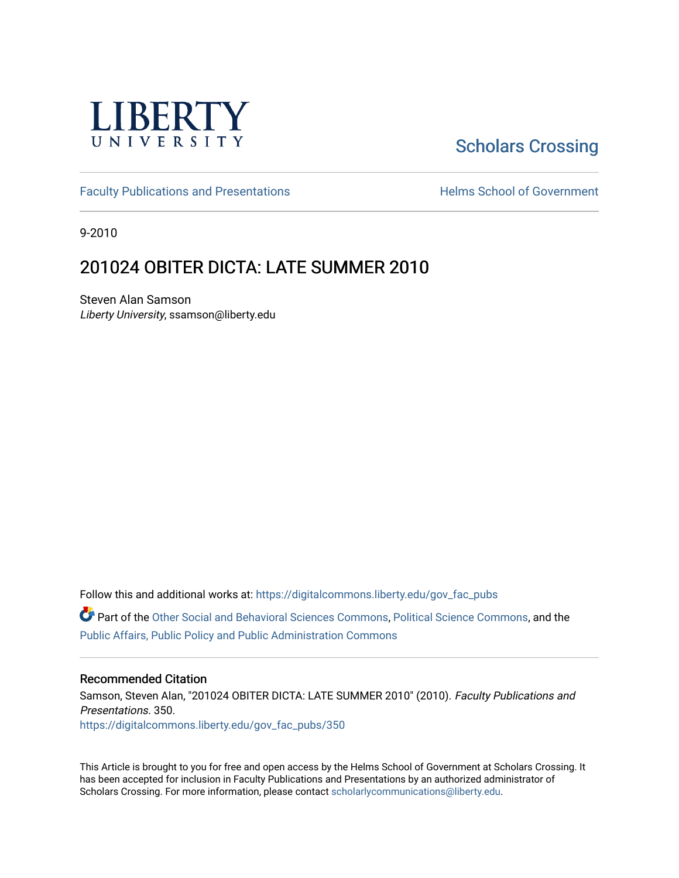LIBERTY UNIVERSITY

Scholars Crossing

Faculty Publications and Presentations

Helms School of Government

9-2010

# 201024 OBITER DICTA: LATE SUMMER 2010

Steven Alan Samson
*Liberty University*, ssamson@liberty.edu

Follow this and additional works at: https://digitalcommons.liberty.edu/gov_fac_pubs

Part of the Other Social and Behavioral Sciences Commons, Political Science Commons, and the Public Affairs, Public Policy and Public Administration Commons

## Recommended Citation

Samson, Steven Alan, "201024 OBITER DICTA: LATE SUMMER 2010" (2010). *Faculty Publications and Presentations*. 350.
https://digitalcommons.liberty.edu/gov_fac_pubs/350

This Article is brought to you for free and open access by the Helms School of Government at Scholars Crossing. It has been accepted for inclusion in Faculty Publications and Presentations by an authorized administrator of Scholars Crossing. For more information, please contact scholarlycommunications@liberty.edu.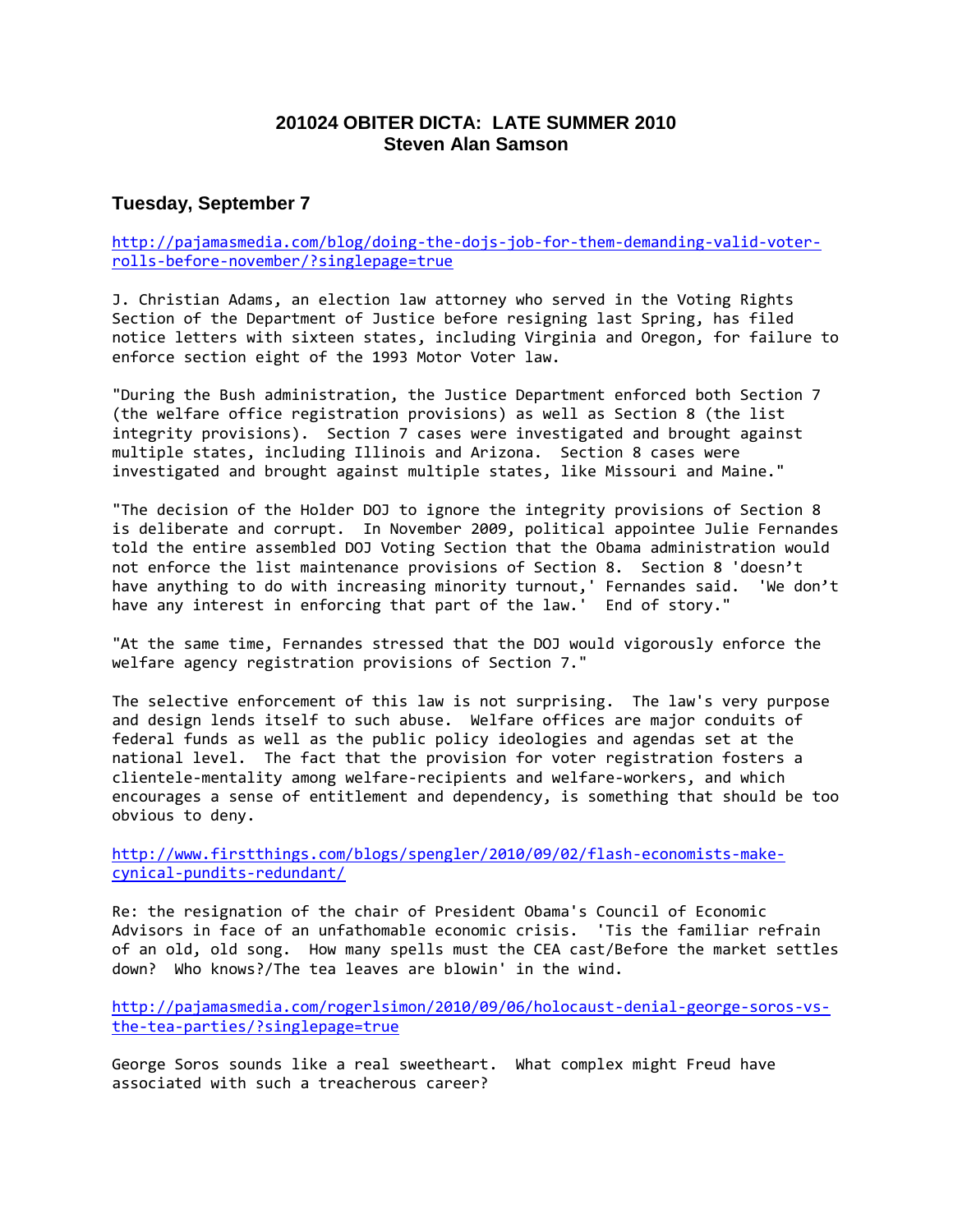# 201024 OBITER DICTA: LATE SUMMER 2010
# Steven Alan Samson

## Tuesday, September 7

http://pajamasmedia.com/blog/doing-the-dojs-job-for-them-demanding-valid-voter-rolls-before-november/?singlepage=true

J. Christian Adams, an election law attorney who served in the Voting Rights Section of the Department of Justice before resigning last Spring, has filed notice letters with sixteen states, including Virginia and Oregon, for failure to enforce section eight of the 1993 Motor Voter law.

"During the Bush administration, the Justice Department enforced both Section 7 (the welfare office registration provisions) as well as Section 8 (the list integrity provisions). Section 7 cases were investigated and brought against multiple states, including Illinois and Arizona. Section 8 cases were investigated and brought against multiple states, like Missouri and Maine."

"The decision of the Holder DOJ to ignore the integrity provisions of Section 8 is deliberate and corrupt. In November 2009, political appointee Julie Fernandes told the entire assembled DOJ Voting Section that the Obama administration would not enforce the list maintenance provisions of Section 8. Section 8 'doesn't have anything to do with increasing minority turnout,' Fernandes said. 'We don't have any interest in enforcing that part of the law.' End of story."

"At the same time, Fernandes stressed that the DOJ would vigorously enforce the welfare agency registration provisions of Section 7."

The selective enforcement of this law is not surprising. The law's very purpose and design lends itself to such abuse. Welfare offices are major conduits of federal funds as well as the public policy ideologies and agendas set at the national level. The fact that the provision for voter registration fosters a clientele-mentality among welfare-recipients and welfare-workers, and which encourages a sense of entitlement and dependency, is something that should be too obvious to deny.

http://www.firstthings.com/blogs/spengler/2010/09/02/flash-economists-make-cynical-pundits-redundant/

Re: the resignation of the chair of President Obama's Council of Economic Advisors in face of an unfathomable economic crisis. 'Tis the familiar refrain of an old, old song. How many spells must the CEA cast/Before the market settles down? Who knows?/The tea leaves are blowin' in the wind.

http://pajamasmedia.com/rogerlsimon/2010/09/06/holocaust-denial-george-soros-vs-the-tea-parties/?singlepage=true

George Soros sounds like a real sweetheart. What complex might Freud have associated with such a treacherous career?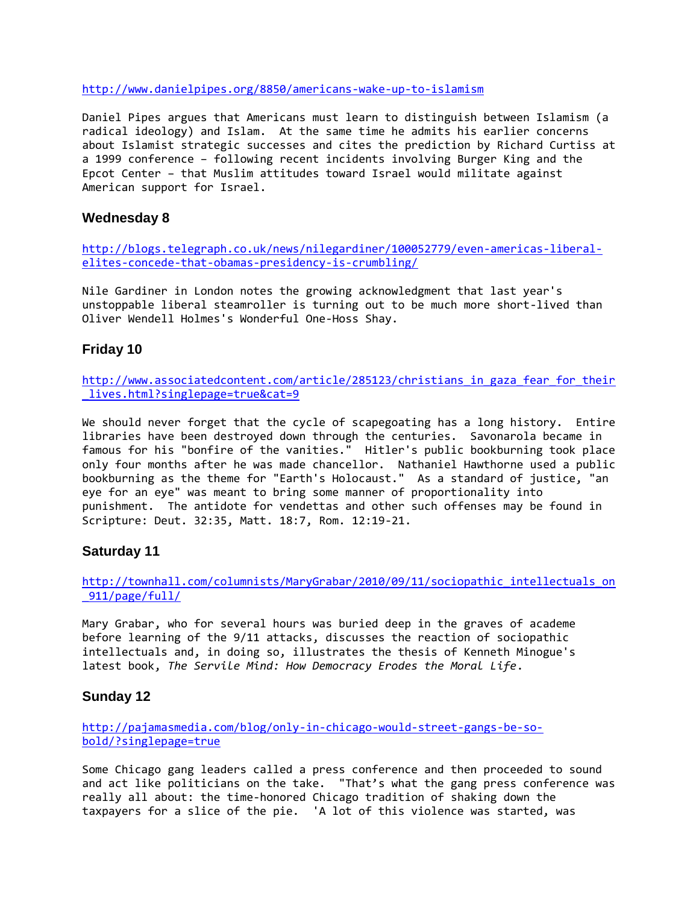http://www.danielpipes.org/8850/americans-wake-up-to-islamism

Daniel Pipes argues that Americans must learn to distinguish between Islamism (a radical ideology) and Islam. At the same time he admits his earlier concerns about Islamist strategic successes and cites the prediction by Richard Curtiss at a 1999 conference – following recent incidents involving Burger King and the Epcot Center – that Muslim attitudes toward Israel would militate against American support for Israel.

### Wednesday 8

http://blogs.telegraph.co.uk/news/nilegardiner/100052779/even-americas-liberal-elites-concede-that-obamas-presidency-is-crumbling/

Nile Gardiner in London notes the growing acknowledgment that last year's unstoppable liberal steamroller is turning out to be much more short-lived than Oliver Wendell Holmes's Wonderful One-Hoss Shay.

### Friday 10

http://www.associatedcontent.com/article/285123/christians_in_gaza_fear_for_their_lives.html?singlepage=true&cat=9

We should never forget that the cycle of scapegoating has a long history. Entire libraries have been destroyed down through the centuries. Savonarola became in famous for his "bonfire of the vanities." Hitler's public bookburning took place only four months after he was made chancellor. Nathaniel Hawthorne used a public bookburning as the theme for "Earth's Holocaust." As a standard of justice, "an eye for an eye" was meant to bring some manner of proportionality into punishment. The antidote for vendettas and other such offenses may be found in Scripture: Deut. 32:35, Matt. 18:7, Rom. 12:19-21.

### Saturday 11

http://townhall.com/columnists/MaryGrabar/2010/09/11/sociopathic_intellectuals_on_911/page/full/

Mary Grabar, who for several hours was buried deep in the graves of academe before learning of the 9/11 attacks, discusses the reaction of sociopathic intellectuals and, in doing so, illustrates the thesis of Kenneth Minogue's latest book, *The Servile Mind: How Democracy Erodes the Moral Life*.

### Sunday 12

http://pajamasmedia.com/blog/only-in-chicago-would-street-gangs-be-so-bold/?singlepage=true

Some Chicago gang leaders called a press conference and then proceeded to sound and act like politicians on the take. "That's what the gang press conference was really all about: the time-honored Chicago tradition of shaking down the taxpayers for a slice of the pie. 'A lot of this violence was started, was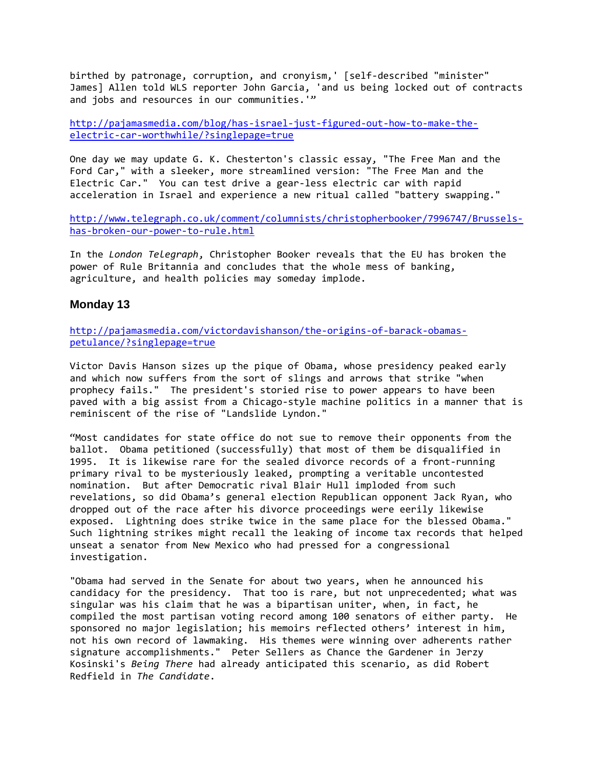birthed by patronage, corruption, and cronyism,' [self-described "minister" James] Allen told WLS reporter John Garcia, 'and us being locked out of contracts and jobs and resources in our communities.'"

http://pajamasmedia.com/blog/has-israel-just-figured-out-how-to-make-the-electric-car-worthwhile/?singlepage=true

One day we may update G. K. Chesterton's classic essay, "The Free Man and the Ford Car," with a sleeker, more streamlined version: "The Free Man and the Electric Car." You can test drive a gear-less electric car with rapid acceleration in Israel and experience a new ritual called "battery swapping."

http://www.telegraph.co.uk/comment/columnists/christopherbooker/7996747/Brussels-has-broken-our-power-to-rule.html

In the *London Telegraph*, Christopher Booker reveals that the EU has broken the power of Rule Britannia and concludes that the whole mess of banking, agriculture, and health policies may someday implode.

## Monday 13

http://pajamasmedia.com/victordavishanson/the-origins-of-barack-obamas-petulance/?singlepage=true

Victor Davis Hanson sizes up the pique of Obama, whose presidency peaked early and which now suffers from the sort of slings and arrows that strike "when prophecy fails." The president's storied rise to power appears to have been paved with a big assist from a Chicago-style machine politics in a manner that is reminiscent of the rise of "Landslide Lyndon."

"Most candidates for state office do not sue to remove their opponents from the ballot. Obama petitioned (successfully) that most of them be disqualified in 1995. It is likewise rare for the sealed divorce records of a front-running primary rival to be mysteriously leaked, prompting a veritable uncontested nomination. But after Democratic rival Blair Hull imploded from such revelations, so did Obama's general election Republican opponent Jack Ryan, who dropped out of the race after his divorce proceedings were eerily likewise exposed. Lightning does strike twice in the same place for the blessed Obama." Such lightning strikes might recall the leaking of income tax records that helped unseat a senator from New Mexico who had pressed for a congressional investigation.

"Obama had served in the Senate for about two years, when he announced his candidacy for the presidency. That too is rare, but not unprecedented; what was singular was his claim that he was a bipartisan uniter, when, in fact, he compiled the most partisan voting record among 100 senators of either party. He sponsored no major legislation; his memoirs reflected others' interest in him, not his own record of lawmaking. His themes were winning over adherents rather signature accomplishments." Peter Sellers as Chance the Gardener in Jerzy Kosinski's *Being There* had already anticipated this scenario, as did Robert Redfield in *The Candidate*.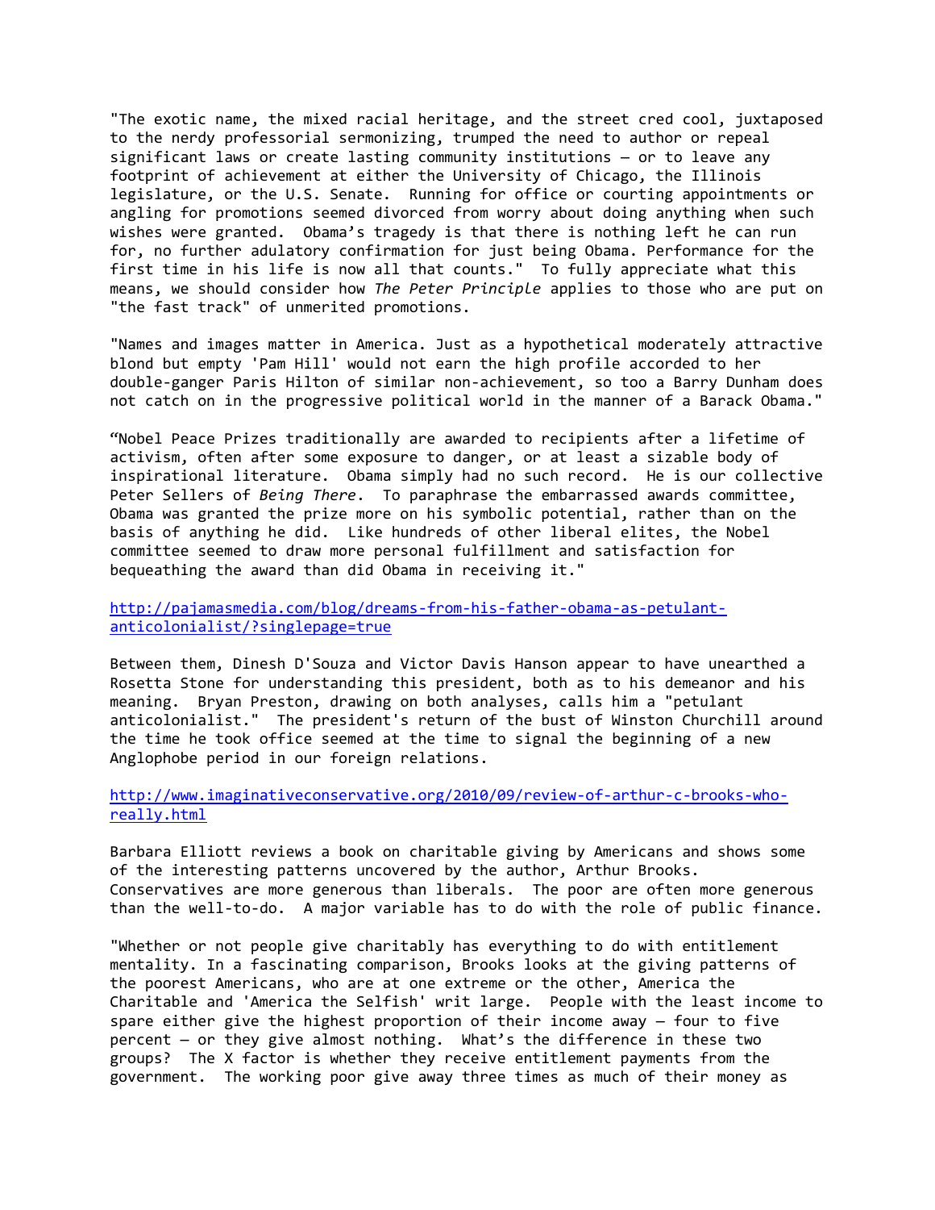"The exotic name, the mixed racial heritage, and the street cred cool, juxtaposed to the nerdy professorial sermonizing, trumped the need to author or repeal significant laws or create lasting community institutions — or to leave any footprint of achievement at either the University of Chicago, the Illinois legislature, or the U.S. Senate. Running for office or courting appointments or angling for promotions seemed divorced from worry about doing anything when such wishes were granted. Obama's tragedy is that there is nothing left he can run for, no further adulatory confirmation for just being Obama. Performance for the first time in his life is now all that counts." To fully appreciate what this means, we should consider how *The Peter Principle* applies to those who are put on "the fast track" of unmerited promotions.

"Names and images matter in America. Just as a hypothetical moderately attractive blond but empty 'Pam Hill' would not earn the high profile accorded to her double-ganger Paris Hilton of similar non-achievement, so too a Barry Dunham does not catch on in the progressive political world in the manner of a Barack Obama."

"Nobel Peace Prizes traditionally are awarded to recipients after a lifetime of activism, often after some exposure to danger, or at least a sizable body of inspirational literature. Obama simply had no such record. He is our collective Peter Sellers of *Being There*. To paraphrase the embarrassed awards committee, Obama was granted the prize more on his symbolic potential, rather than on the basis of anything he did. Like hundreds of other liberal elites, the Nobel committee seemed to draw more personal fulfillment and satisfaction for bequeathing the award than did Obama in receiving it."

http://pajamasmedia.com/blog/dreams-from-his-father-obama-as-petulant-anticolonialist/?singlepage=true

Between them, Dinesh D'Souza and Victor Davis Hanson appear to have unearthed a Rosetta Stone for understanding this president, both as to his demeanor and his meaning. Bryan Preston, drawing on both analyses, calls him a "petulant anticolonialist." The president's return of the bust of Winston Churchill around the time he took office seemed at the time to signal the beginning of a new Anglophobe period in our foreign relations.

http://www.imaginativeconservative.org/2010/09/review-of-arthur-c-brooks-who-really.html

Barbara Elliott reviews a book on charitable giving by Americans and shows some of the interesting patterns uncovered by the author, Arthur Brooks. Conservatives are more generous than liberals. The poor are often more generous than the well-to-do. A major variable has to do with the role of public finance.

"Whether or not people give charitably has everything to do with entitlement mentality. In a fascinating comparison, Brooks looks at the giving patterns of the poorest Americans, who are at one extreme or the other, America the Charitable and 'America the Selfish' writ large. People with the least income to spare either give the highest proportion of their income away — four to five percent — or they give almost nothing. What's the difference in these two groups? The X factor is whether they receive entitlement payments from the government. The working poor give away three times as much of their money as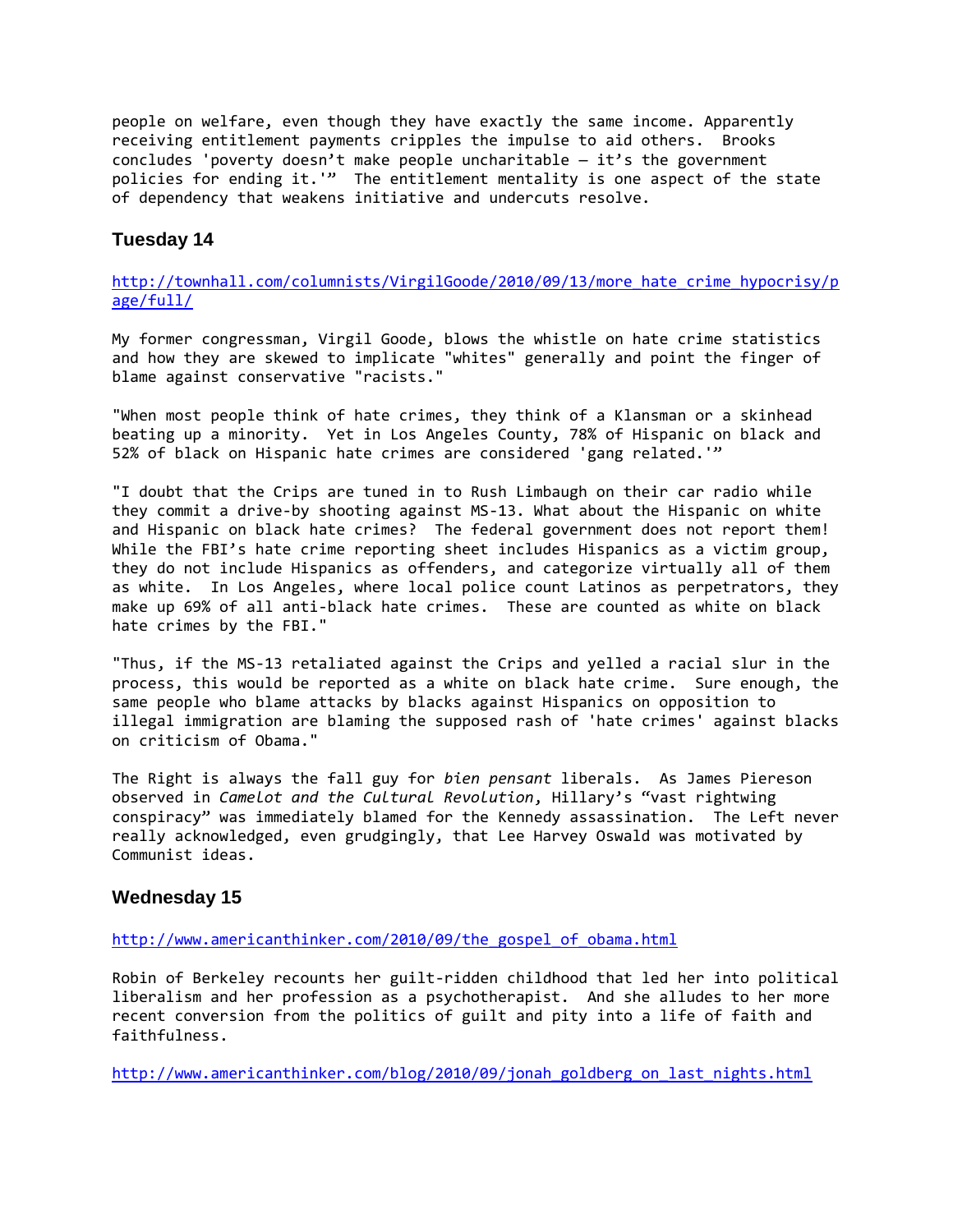people on welfare, even though they have exactly the same income. Apparently receiving entitlement payments cripples the impulse to aid others. Brooks concludes 'poverty doesn't make people uncharitable – it's the government policies for ending it.'" The entitlement mentality is one aspect of the state of dependency that weakens initiative and undercuts resolve.

### Tuesday 14

http://townhall.com/columnists/VirgilGoode/2010/09/13/more_hate_crime_hypocrisy/page/full/

My former congressman, Virgil Goode, blows the whistle on hate crime statistics and how they are skewed to implicate "whites" generally and point the finger of blame against conservative "racists."

"When most people think of hate crimes, they think of a Klansman or a skinhead beating up a minority. Yet in Los Angeles County, 78% of Hispanic on black and 52% of black on Hispanic hate crimes are considered 'gang related.'"

"I doubt that the Crips are tuned in to Rush Limbaugh on their car radio while they commit a drive-by shooting against MS-13. What about the Hispanic on white and Hispanic on black hate crimes? The federal government does not report them! While the FBI's hate crime reporting sheet includes Hispanics as a victim group, they do not include Hispanics as offenders, and categorize virtually all of them as white. In Los Angeles, where local police count Latinos as perpetrators, they make up 69% of all anti-black hate crimes. These are counted as white on black hate crimes by the FBI."

"Thus, if the MS-13 retaliated against the Crips and yelled a racial slur in the process, this would be reported as a white on black hate crime. Sure enough, the same people who blame attacks by blacks against Hispanics on opposition to illegal immigration are blaming the supposed rash of 'hate crimes' against blacks on criticism of Obama."

The Right is always the fall guy for *bien pensant* liberals. As James Piereson observed in *Camelot and the Cultural Revolution*, Hillary's "vast rightwing conspiracy" was immediately blamed for the Kennedy assassination. The Left never really acknowledged, even grudgingly, that Lee Harvey Oswald was motivated by Communist ideas.

### Wednesday 15

http://www.americanthinker.com/2010/09/the_gospel_of_obama.html

Robin of Berkeley recounts her guilt-ridden childhood that led her into political liberalism and her profession as a psychotherapist. And she alludes to her more recent conversion from the politics of guilt and pity into a life of faith and faithfulness.

http://www.americanthinker.com/blog/2010/09/jonah_goldberg_on_last_nights.html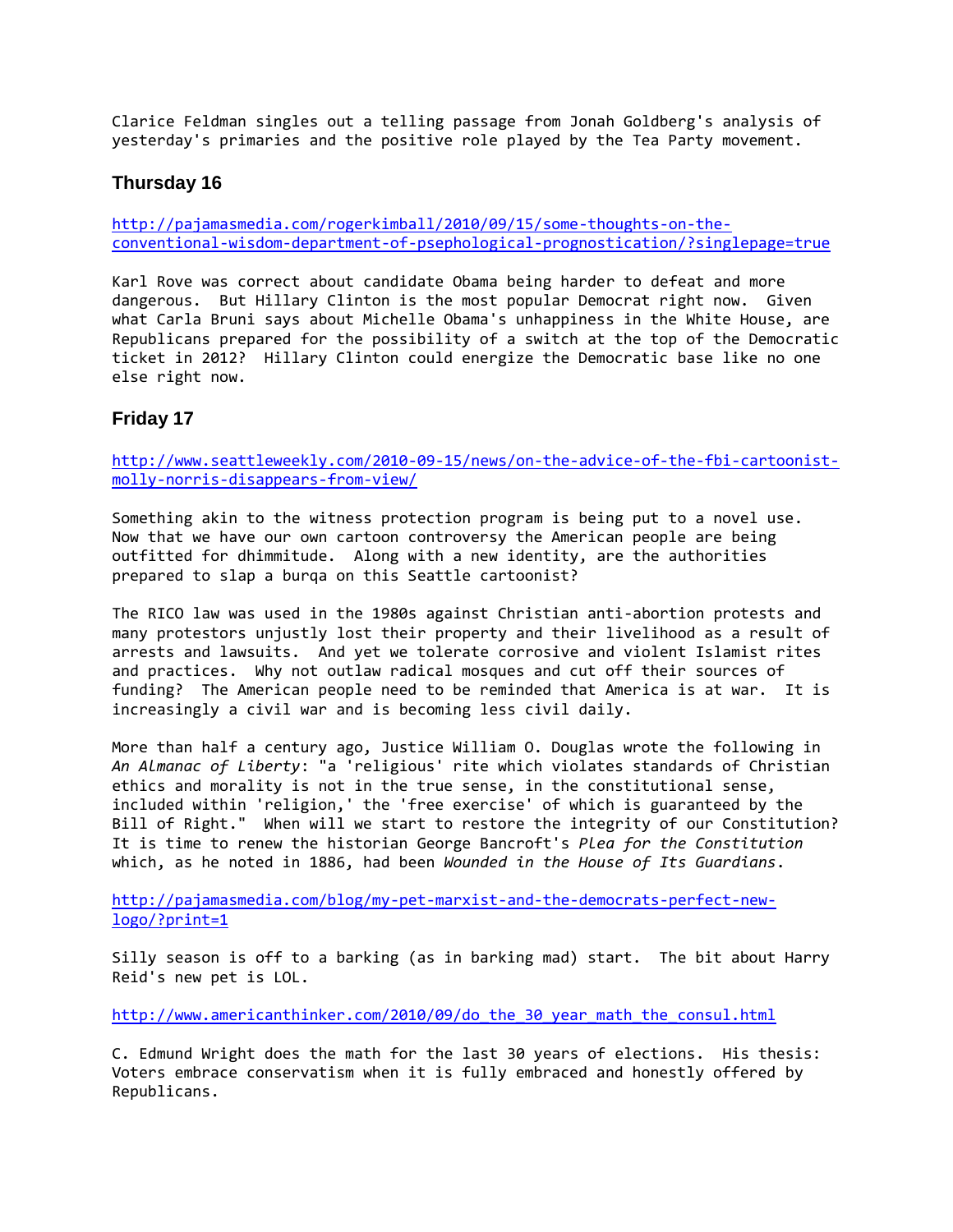Clarice Feldman singles out a telling passage from Jonah Goldberg's analysis of yesterday's primaries and the positive role played by the Tea Party movement.

### Thursday 16

http://pajamasmedia.com/rogerkimball/2010/09/15/some-thoughts-on-the-conventional-wisdom-department-of-psephological-prognostication/?singlepage=true

Karl Rove was correct about candidate Obama being harder to defeat and more dangerous. But Hillary Clinton is the most popular Democrat right now. Given what Carla Bruni says about Michelle Obama's unhappiness in the White House, are Republicans prepared for the possibility of a switch at the top of the Democratic ticket in 2012? Hillary Clinton could energize the Democratic base like no one else right now.

### Friday 17

http://www.seattleweekly.com/2010-09-15/news/on-the-advice-of-the-fbi-cartoonist-molly-norris-disappears-from-view/

Something akin to the witness protection program is being put to a novel use. Now that we have our own cartoon controversy the American people are being outfitted for dhimmitude. Along with a new identity, are the authorities prepared to slap a burqa on this Seattle cartoonist?

The RICO law was used in the 1980s against Christian anti-abortion protests and many protestors unjustly lost their property and their livelihood as a result of arrests and lawsuits. And yet we tolerate corrosive and violent Islamist rites and practices. Why not outlaw radical mosques and cut off their sources of funding? The American people need to be reminded that America is at war. It is increasingly a civil war and is becoming less civil daily.

More than half a century ago, Justice William O. Douglas wrote the following in *An Almanac of Liberty*: "a 'religious' rite which violates standards of Christian ethics and morality is not in the true sense, in the constitutional sense, included within 'religion,' the 'free exercise' of which is guaranteed by the Bill of Right." When will we start to restore the integrity of our Constitution? It is time to renew the historian George Bancroft's *Plea for the Constitution* which, as he noted in 1886, had been *Wounded in the House of Its Guardians*.

http://pajamasmedia.com/blog/my-pet-marxist-and-the-democrats-perfect-new-logo/?print=1

Silly season is off to a barking (as in barking mad) start. The bit about Harry Reid's new pet is LOL.

http://www.americanthinker.com/2010/09/do_the_30_year_math_the_consul.html

C. Edmund Wright does the math for the last 30 years of elections. His thesis: Voters embrace conservatism when it is fully embraced and honestly offered by Republicans.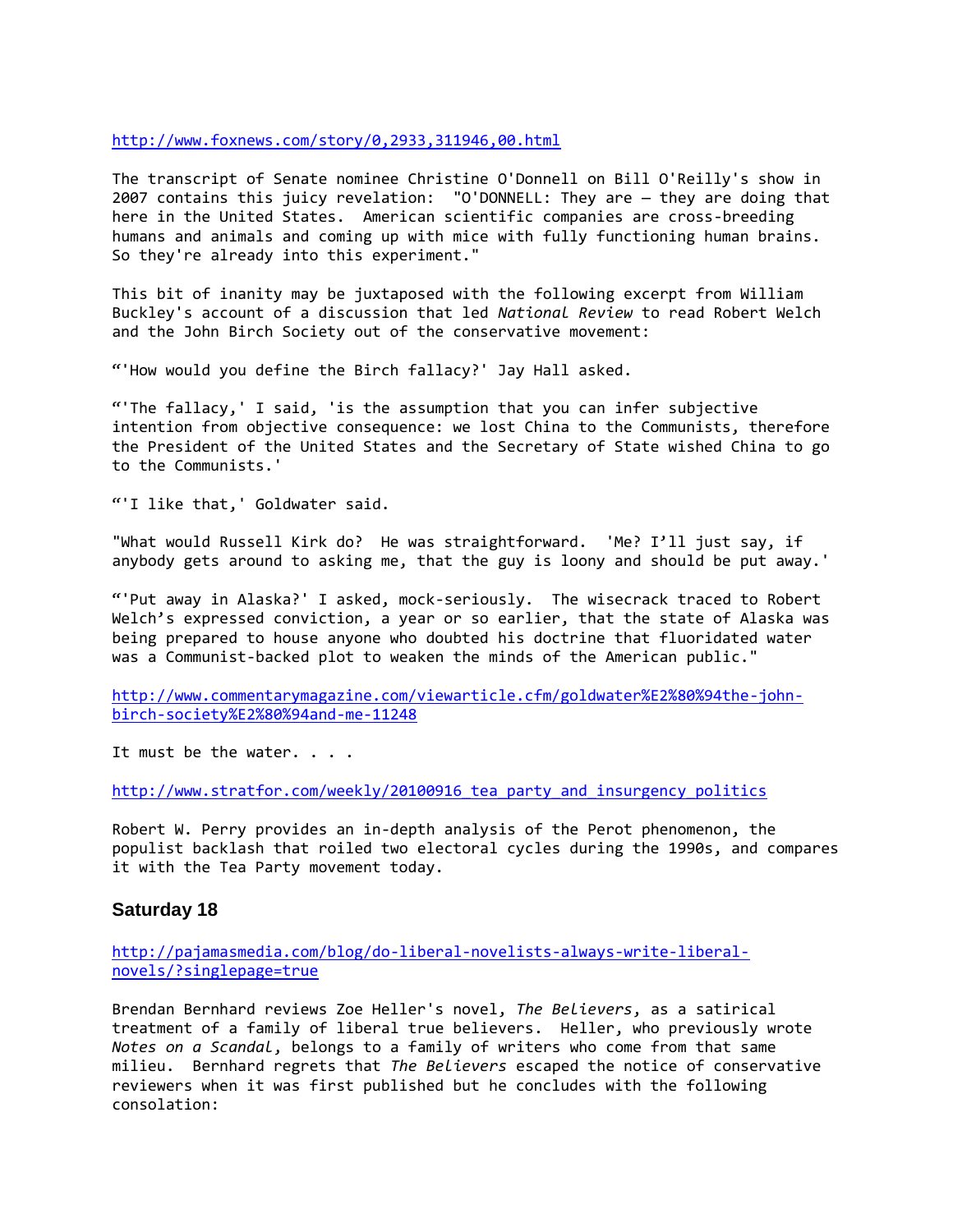http://www.foxnews.com/story/0,2933,311946,00.html

The transcript of Senate nominee Christine O'Donnell on Bill O'Reilly's show in 2007 contains this juicy revelation: "O'DONNELL: They are – they are doing that here in the United States. American scientific companies are cross-breeding humans and animals and coming up with mice with fully functioning human brains. So they're already into this experiment."

This bit of inanity may be juxtaposed with the following excerpt from William Buckley's account of a discussion that led *National Review* to read Robert Welch and the John Birch Society out of the conservative movement:

"'How would you define the Birch fallacy?' Jay Hall asked.

"'The fallacy,' I said, 'is the assumption that you can infer subjective intention from objective consequence: we lost China to the Communists, therefore the President of the United States and the Secretary of State wished China to go to the Communists.'

"'I like that,' Goldwater said.

"What would Russell Kirk do? He was straightforward. 'Me? I'll just say, if anybody gets around to asking me, that the guy is loony and should be put away.'

"'Put away in Alaska?' I asked, mock-seriously. The wisecrack traced to Robert Welch's expressed conviction, a year or so earlier, that the state of Alaska was being prepared to house anyone who doubted his doctrine that fluoridated water was a Communist-backed plot to weaken the minds of the American public."

http://www.commentarymagazine.com/viewarticle.cfm/goldwater%E2%80%94the-john-birch-society%E2%80%94and-me-11248

It must be the water. . . .

http://www.stratfor.com/weekly/20100916_tea_party_and_insurgency_politics

Robert W. Perry provides an in-depth analysis of the Perot phenomenon, the populist backlash that roiled two electoral cycles during the 1990s, and compares it with the Tea Party movement today.

## Saturday 18

http://pajamasmedia.com/blog/do-liberal-novelists-always-write-liberal-novels/?singlepage=true

Brendan Bernhard reviews Zoe Heller's novel, *The Believers*, as a satirical treatment of a family of liberal true believers. Heller, who previously wrote *Notes on a Scandal*, belongs to a family of writers who come from that same milieu. Bernhard regrets that *The Believers* escaped the notice of conservative reviewers when it was first published but he concludes with the following consolation: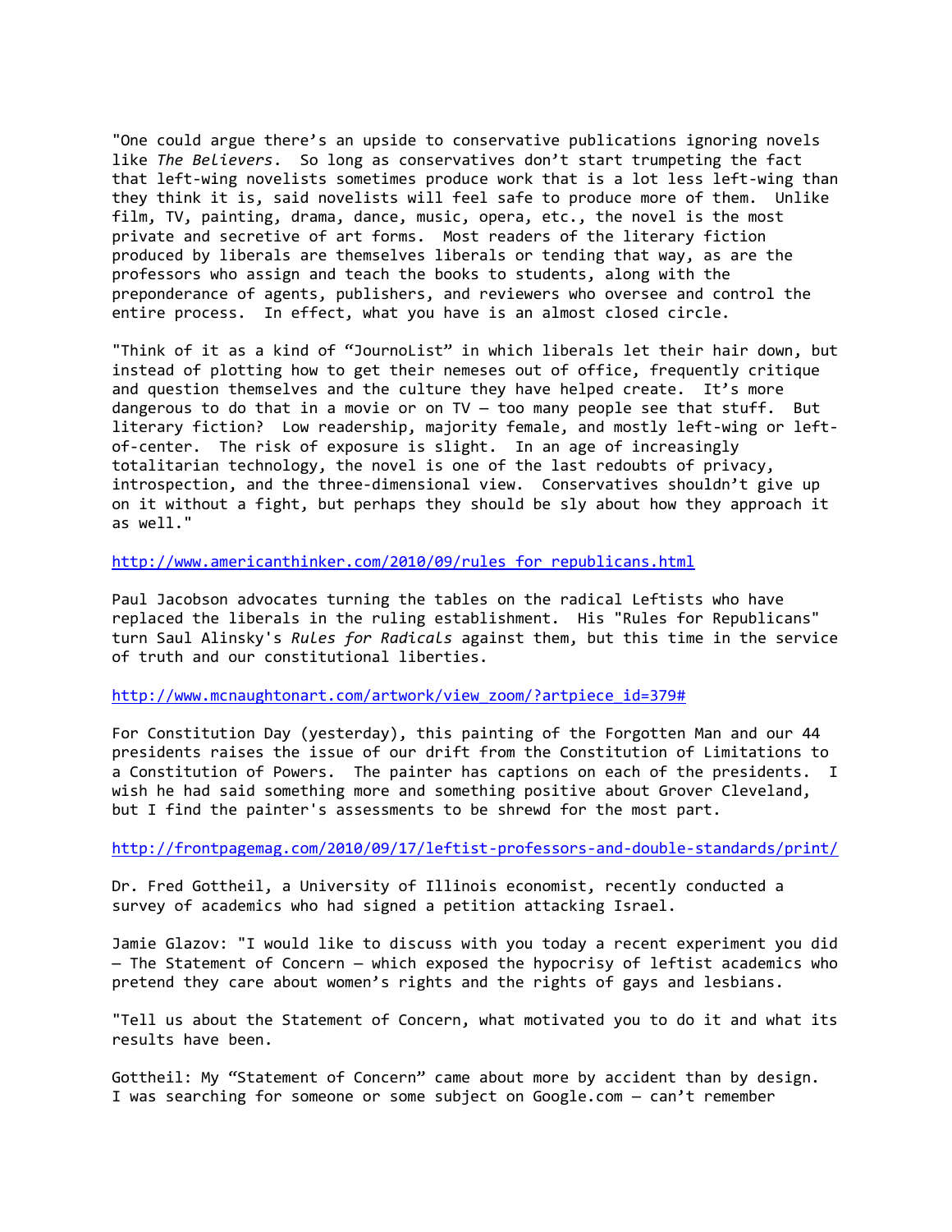"One could argue there's an upside to conservative publications ignoring novels like *The Believers*. So long as conservatives don't start trumpeting the fact that left-wing novelists sometimes produce work that is a lot less left-wing than they think it is, said novelists will feel safe to produce more of them. Unlike film, TV, painting, drama, dance, music, opera, etc., the novel is the most private and secretive of art forms. Most readers of the literary fiction produced by liberals are themselves liberals or tending that way, as are the professors who assign and teach the books to students, along with the preponderance of agents, publishers, and reviewers who oversee and control the entire process. In effect, what you have is an almost closed circle.

"Think of it as a kind of "JournoList" in which liberals let their hair down, but instead of plotting how to get their nemeses out of office, frequently critique and question themselves and the culture they have helped create. It's more dangerous to do that in a movie or on TV – too many people see that stuff. But literary fiction? Low readership, majority female, and mostly left-wing or left-of-center. The risk of exposure is slight. In an age of increasingly totalitarian technology, the novel is one of the last redoubts of privacy, introspection, and the three-dimensional view. Conservatives shouldn't give up on it without a fight, but perhaps they should be sly about how they approach it as well."

http://www.americanthinker.com/2010/09/rules_for_republicans.html

Paul Jacobson advocates turning the tables on the radical Leftists who have replaced the liberals in the ruling establishment. His "Rules for Republicans" turn Saul Alinsky's *Rules for Radicals* against them, but this time in the service of truth and our constitutional liberties.

http://www.mcnaughtonart.com/artwork/view_zoom/?artpiece_id=379#

For Constitution Day (yesterday), this painting of the Forgotten Man and our 44 presidents raises the issue of our drift from the Constitution of Limitations to a Constitution of Powers. The painter has captions on each of the presidents. I wish he had said something more and something positive about Grover Cleveland, but I find the painter's assessments to be shrewd for the most part.

http://frontpagemag.com/2010/09/17/leftist-professors-and-double-standards/print/

Dr. Fred Gottheil, a University of Illinois economist, recently conducted a survey of academics who had signed a petition attacking Israel.

Jamie Glazov: "I would like to discuss with you today a recent experiment you did – The Statement of Concern – which exposed the hypocrisy of leftist academics who pretend they care about women's rights and the rights of gays and lesbians.

"Tell us about the Statement of Concern, what motivated you to do it and what its results have been.

Gottheil: My "Statement of Concern" came about more by accident than by design. I was searching for someone or some subject on Google.com – can't remember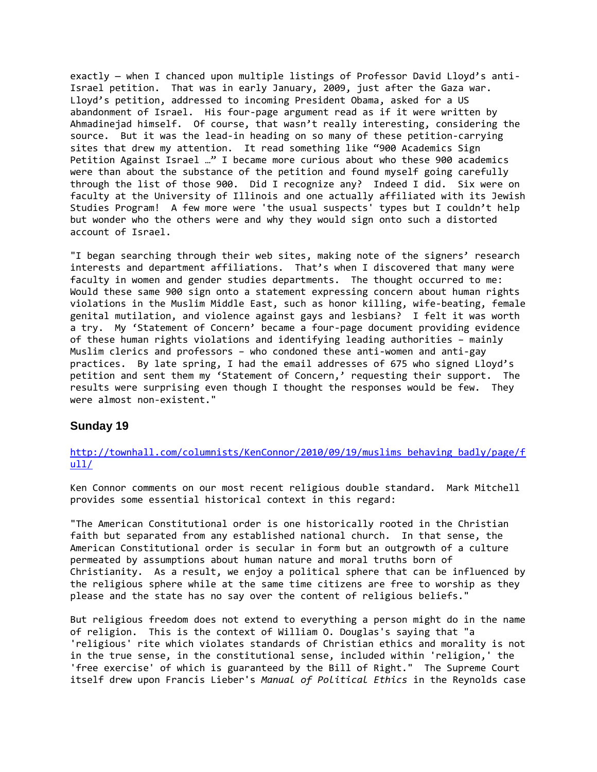exactly – when I chanced upon multiple listings of Professor David Lloyd's anti-Israel petition. That was in early January, 2009, just after the Gaza war. Lloyd's petition, addressed to incoming President Obama, asked for a US abandonment of Israel. His four-page argument read as if it were written by Ahmadinejad himself. Of course, that wasn't really interesting, considering the source. But it was the lead-in heading on so many of these petition-carrying sites that drew my attention. It read something like "900 Academics Sign Petition Against Israel …" I became more curious about who these 900 academics were than about the substance of the petition and found myself going carefully through the list of those 900. Did I recognize any? Indeed I did. Six were on faculty at the University of Illinois and one actually affiliated with its Jewish Studies Program! A few more were 'the usual suspects' types but I couldn't help but wonder who the others were and why they would sign onto such a distorted account of Israel.

"I began searching through their web sites, making note of the signers' research interests and department affiliations. That's when I discovered that many were faculty in women and gender studies departments. The thought occurred to me: Would these same 900 sign onto a statement expressing concern about human rights violations in the Muslim Middle East, such as honor killing, wife-beating, female genital mutilation, and violence against gays and lesbians? I felt it was worth a try. My 'Statement of Concern' became a four-page document providing evidence of these human rights violations and identifying leading authorities – mainly Muslim clerics and professors – who condoned these anti-women and anti-gay practices. By late spring, I had the email addresses of 675 who signed Lloyd's petition and sent them my 'Statement of Concern,' requesting their support. The results were surprising even though I thought the responses would be few. They were almost non-existent."

### Sunday 19

http://townhall.com/columnists/KenConnor/2010/09/19/muslims_behaving_badly/page/full/

Ken Connor comments on our most recent religious double standard. Mark Mitchell provides some essential historical context in this regard:

"The American Constitutional order is one historically rooted in the Christian faith but separated from any established national church. In that sense, the American Constitutional order is secular in form but an outgrowth of a culture permeated by assumptions about human nature and moral truths born of Christianity. As a result, we enjoy a political sphere that can be influenced by the religious sphere while at the same time citizens are free to worship as they please and the state has no say over the content of religious beliefs."

But religious freedom does not extend to everything a person might do in the name of religion. This is the context of William O. Douglas's saying that "a 'religious' rite which violates standards of Christian ethics and morality is not in the true sense, in the constitutional sense, included within 'religion,' the 'free exercise' of which is guaranteed by the Bill of Right." The Supreme Court itself drew upon Francis Lieber's *Manual of Political Ethics* in the Reynolds case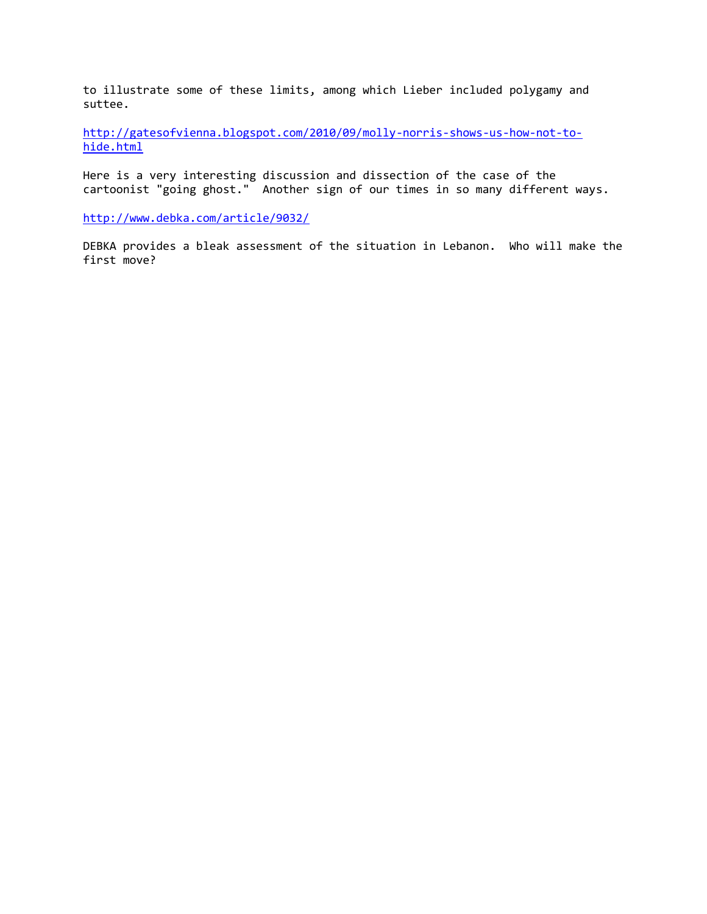to illustrate some of these limits, among which Lieber included polygamy and suttee.

http://gatesofvienna.blogspot.com/2010/09/molly-norris-shows-us-how-not-to-hide.html

Here is a very interesting discussion and dissection of the case of the cartoonist "going ghost." Another sign of our times in so many different ways.

http://www.debka.com/article/9032/

DEBKA provides a bleak assessment of the situation in Lebanon. Who will make the first move?